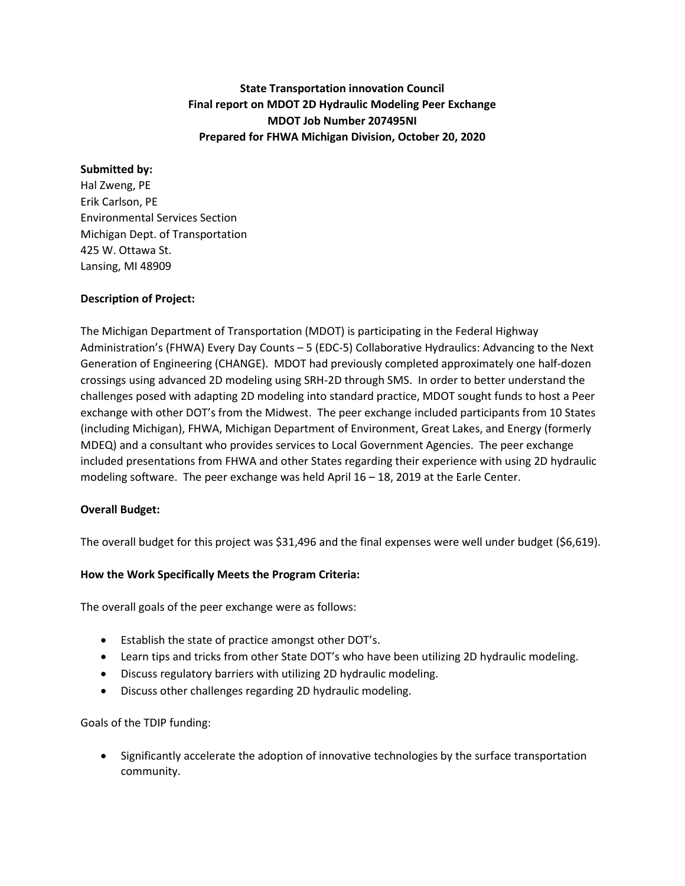**State Transportation innovation Council**
**Final report on MDOT 2D Hydraulic Modeling Peer Exchange**
**MDOT Job Number 207495NI**
**Prepared for FHWA Michigan Division, October 20, 2020**

**Submitted by:**
Hal Zweng, PE
Erik Carlson, PE
Environmental Services Section
Michigan Dept. of Transportation
425 W. Ottawa St.
Lansing, MI 48909

**Description of Project:**

The Michigan Department of Transportation (MDOT) is participating in the Federal Highway Administration's (FHWA) Every Day Counts – 5 (EDC-5) Collaborative Hydraulics: Advancing to the Next Generation of Engineering (CHANGE). MDOT had previously completed approximately one half-dozen crossings using advanced 2D modeling using SRH-2D through SMS. In order to better understand the challenges posed with adapting 2D modeling into standard practice, MDOT sought funds to host a Peer exchange with other DOT's from the Midwest. The peer exchange included participants from 10 States (including Michigan), FHWA, Michigan Department of Environment, Great Lakes, and Energy (formerly MDEQ) and a consultant who provides services to Local Government Agencies. The peer exchange included presentations from FHWA and other States regarding their experience with using 2D hydraulic modeling software. The peer exchange was held April 16 – 18, 2019 at the Earle Center.

**Overall Budget:**

The overall budget for this project was $31,496 and the final expenses were well under budget ($6,619).

**How the Work Specifically Meets the Program Criteria:**

The overall goals of the peer exchange were as follows:

- Establish the state of practice amongst other DOT's.
- Learn tips and tricks from other State DOT's who have been utilizing 2D hydraulic modeling.
- Discuss regulatory barriers with utilizing 2D hydraulic modeling.
- Discuss other challenges regarding 2D hydraulic modeling.

Goals of the TDIP funding:

- Significantly accelerate the adoption of innovative technologies by the surface transportation community.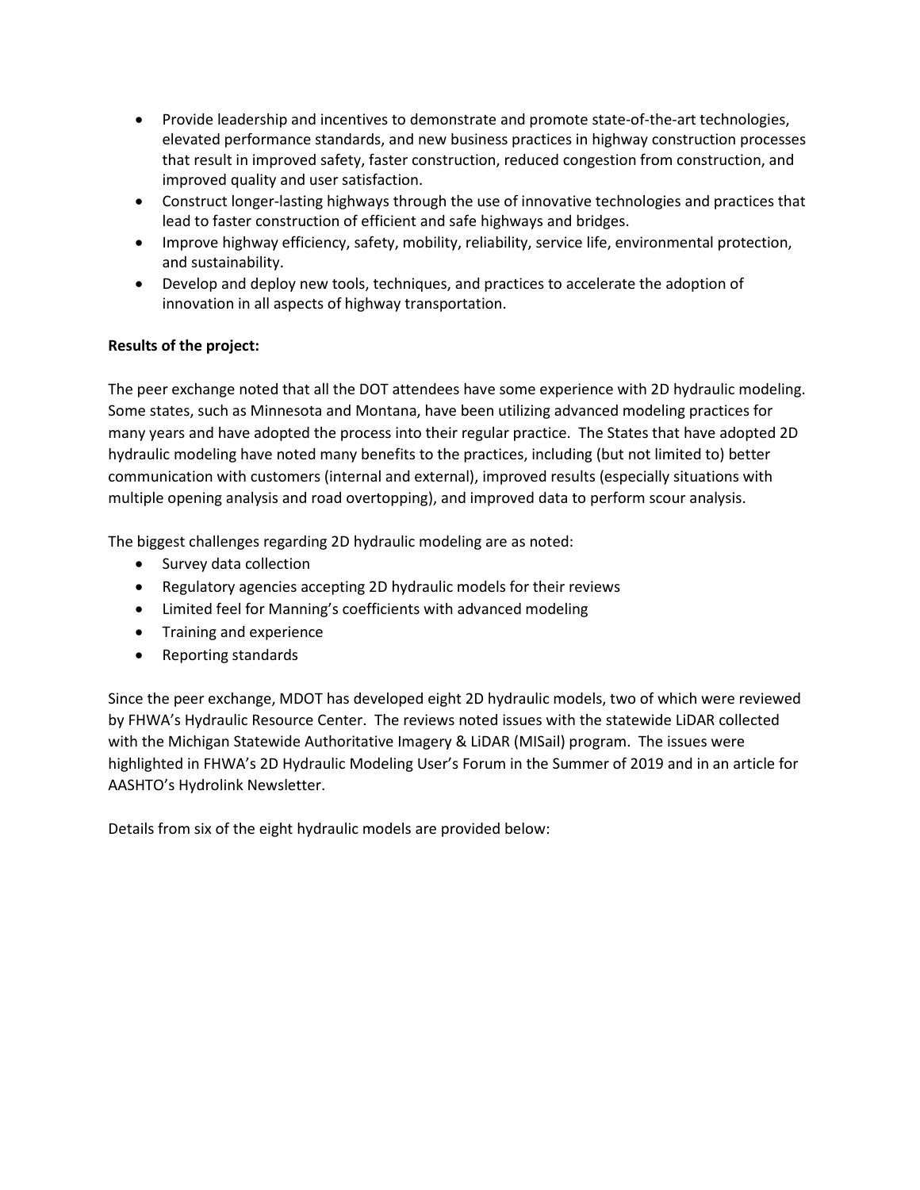- Provide leadership and incentives to demonstrate and promote state-of-the-art technologies, elevated performance standards, and new business practices in highway construction processes that result in improved safety, faster construction, reduced congestion from construction, and improved quality and user satisfaction.
- Construct longer-lasting highways through the use of innovative technologies and practices that lead to faster construction of efficient and safe highways and bridges.
- Improve highway efficiency, safety, mobility, reliability, service life, environmental protection, and sustainability.
- Develop and deploy new tools, techniques, and practices to accelerate the adoption of innovation in all aspects of highway transportation.

**Results of the project:**

The peer exchange noted that all the DOT attendees have some experience with 2D hydraulic modeling. Some states, such as Minnesota and Montana, have been utilizing advanced modeling practices for many years and have adopted the process into their regular practice. The States that have adopted 2D hydraulic modeling have noted many benefits to the practices, including (but not limited to) better communication with customers (internal and external), improved results (especially situations with multiple opening analysis and road overtopping), and improved data to perform scour analysis.

The biggest challenges regarding 2D hydraulic modeling are as noted:

- Survey data collection
- Regulatory agencies accepting 2D hydraulic models for their reviews
- Limited feel for Manning's coefficients with advanced modeling
- Training and experience
- Reporting standards

Since the peer exchange, MDOT has developed eight 2D hydraulic models, two of which were reviewed by FHWA's Hydraulic Resource Center. The reviews noted issues with the statewide LiDAR collected with the Michigan Statewide Authoritative Imagery & LiDAR (MISail) program. The issues were highlighted in FHWA's 2D Hydraulic Modeling User's Forum in the Summer of 2019 and in an article for AASHTO's Hydrolink Newsletter.

Details from six of the eight hydraulic models are provided below: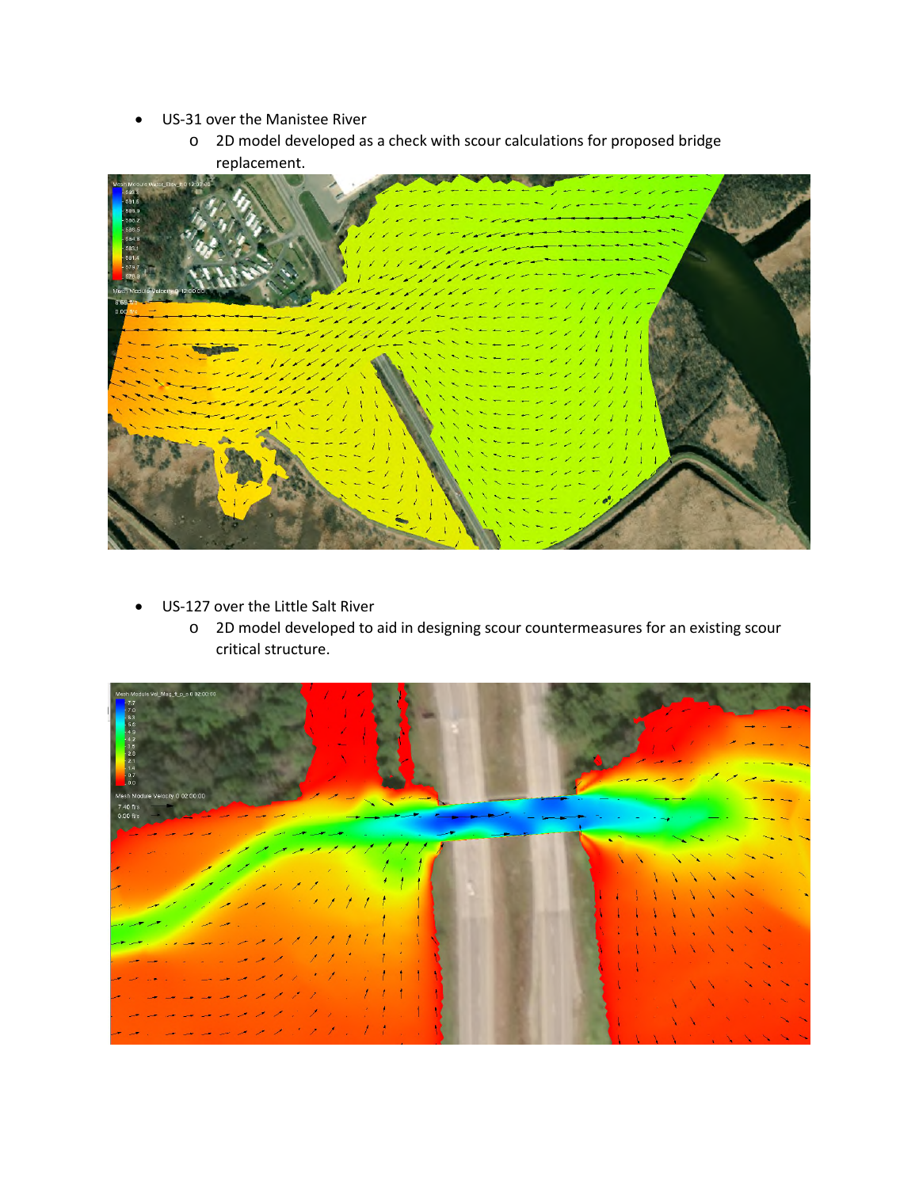- US-31 over the Manistee River
  - 2D model developed as a check with scour calculations for proposed bridge replacement.

- US-127 over the Little Salt River
  - 2D model developed to aid in designing scour countermeasures for an existing scour critical structure.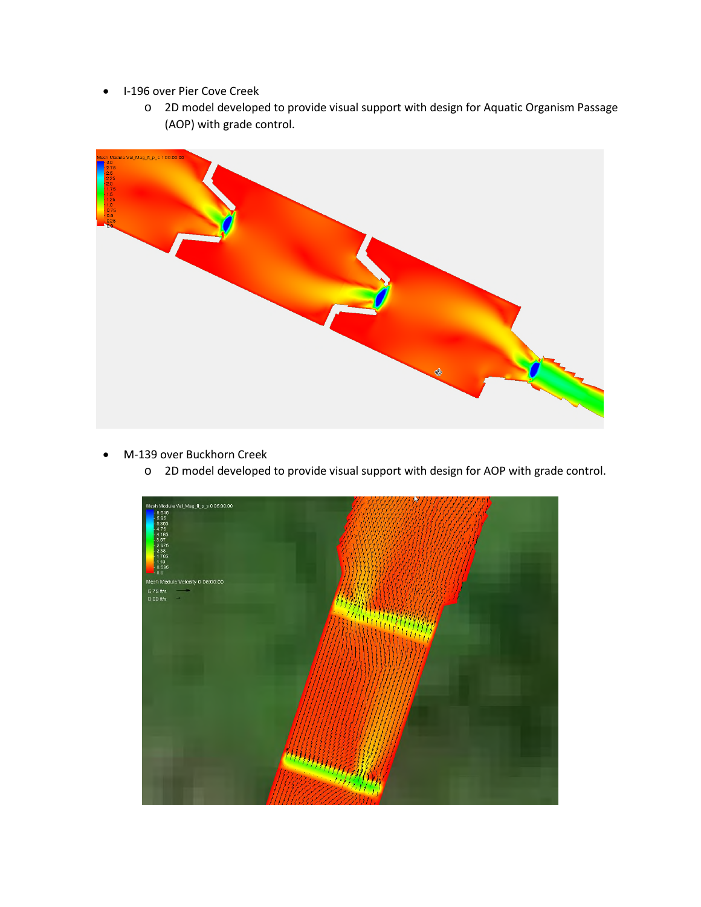- I-196 over Pier Cove Creek
  - 2D model developed to provide visual support with design for Aquatic Organism Passage (AOP) with grade control.

- M-139 over Buckhorn Creek
  - 2D model developed to provide visual support with design for AOP with grade control.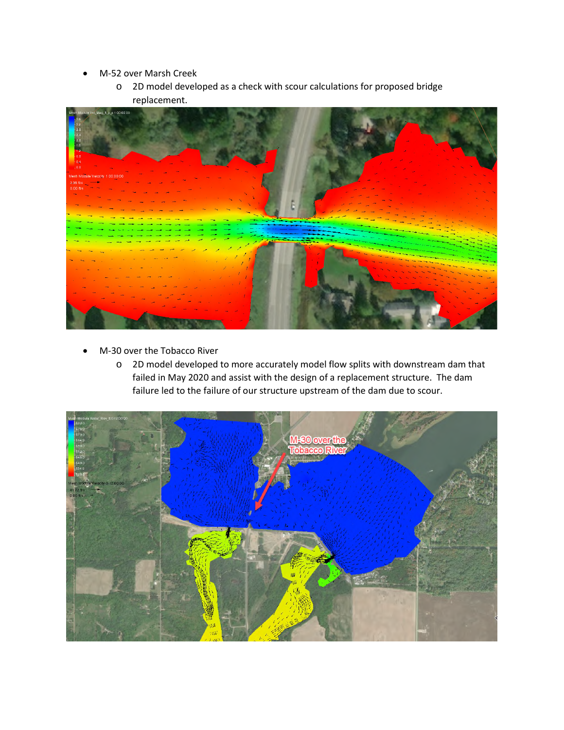- M-52 over Marsh Creek
  - 2D model developed as a check with scour calculations for proposed bridge replacement.

- M-30 over the Tobacco River
  - 2D model developed to more accurately model flow splits with downstream dam that failed in May 2020 and assist with the design of a replacement structure. The dam failure led to the failure of our structure upstream of the dam due to scour.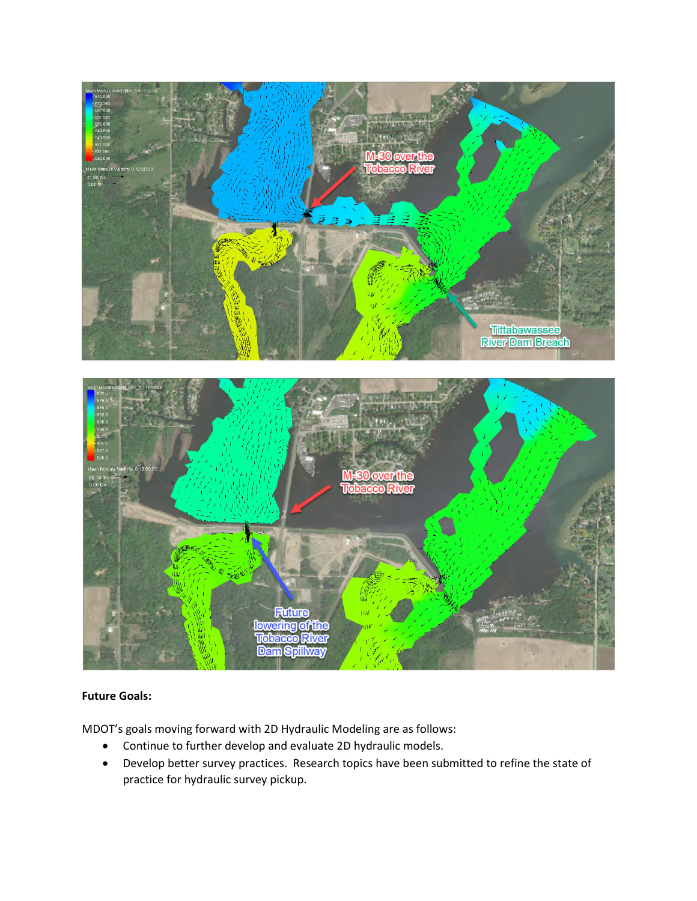**Future Goals:**

MDOT's goals moving forward with 2D Hydraulic Modeling are as follows:

- Continue to further develop and evaluate 2D hydraulic models.
- Develop better survey practices. Research topics have been submitted to refine the state of practice for hydraulic survey pickup.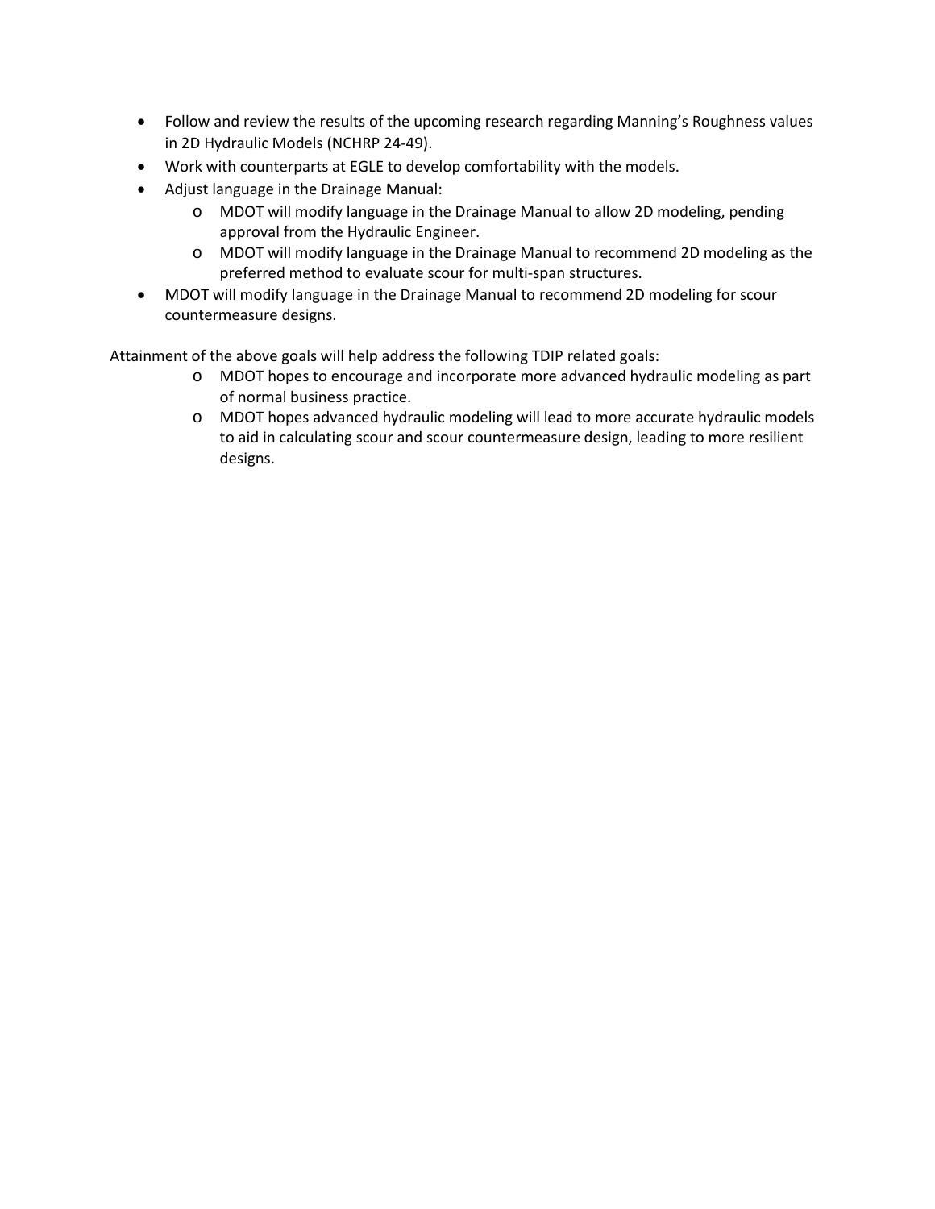- Follow and review the results of the upcoming research regarding Manning's Roughness values in 2D Hydraulic Models (NCHRP 24-49).
- Work with counterparts at EGLE to develop comfortability with the models.
- Adjust language in the Drainage Manual:
  - MDOT will modify language in the Drainage Manual to allow 2D modeling, pending approval from the Hydraulic Engineer.
  - MDOT will modify language in the Drainage Manual to recommend 2D modeling as the preferred method to evaluate scour for multi-span structures.
- MDOT will modify language in the Drainage Manual to recommend 2D modeling for scour countermeasure designs.

Attainment of the above goals will help address the following TDIP related goals:

- MDOT hopes to encourage and incorporate more advanced hydraulic modeling as part of normal business practice.
- MDOT hopes advanced hydraulic modeling will lead to more accurate hydraulic models to aid in calculating scour and scour countermeasure design, leading to more resilient designs.